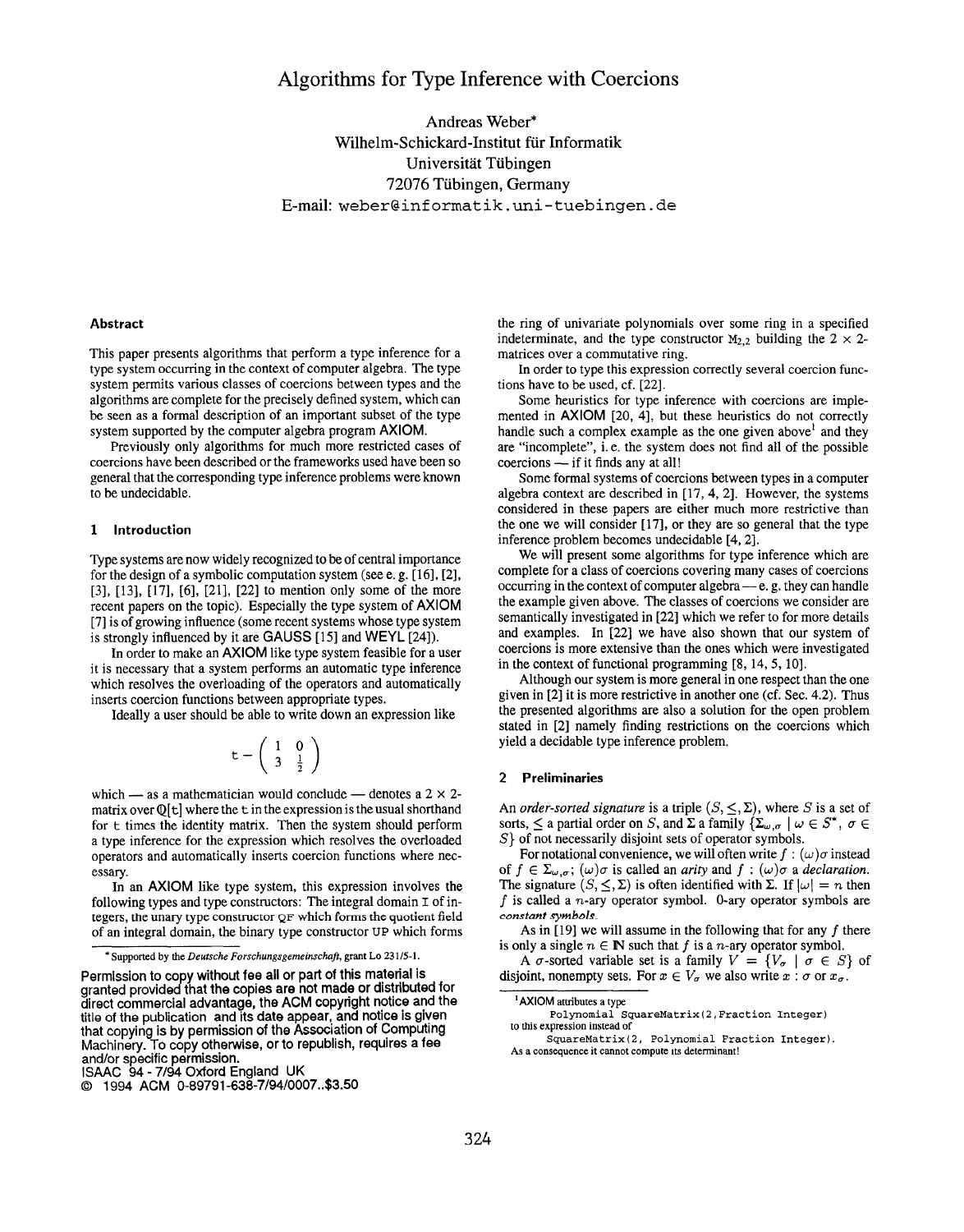# Algorithms for Type Inference with Coercions

Andreas Weber*
Wilhelm-Schickard-Institut für Informatik
Universität Tübingen
72076 Tübingen, Germany
E-mail: `weber@informatik.uni-tuebingen.de`

### Abstract

This paper presents algorithms that perform a type inference for a type system occurring in the context of computer algebra. The type system permits various classes of coercions between types and the algorithms are complete for the precisely defined system, which can be seen as a formal description of an important subset of the type system supported by the computer algebra program AXIOM.

Previously only algorithms for much more restricted cases of coercions have been described or the frameworks used have been so general that the corresponding type inference problems were known to be undecidable.

## 1 Introduction

Type systems are now widely recognized to be of central importance for the design of a symbolic computation system (see e. g. [16], [2], [3], [13], [17], [6], [21], [22] to mention only some of the more recent papers on the topic). Especially the type system of AXIOM [7] is of growing influence (some recent systems whose type system is strongly influenced by it are GAUSS [15] and WEYL [24]).

In order to make an AXIOM like type system feasible for a user it is necessary that a system performs an automatic type inference which resolves the overloading of the operators and automatically inserts coercion functions between appropriate types.

Ideally a user should be able to write down an expression like

$$\mathtt{t} - \begin{pmatrix} 1 & 0 \\ 3 & \frac{1}{2} \end{pmatrix}$$

which — as a mathematician would conclude — denotes a $2 \times 2$-matrix over $\mathbb{Q}[\mathtt{t}]$ where the t in the expression is the usual shorthand for t times the identity matrix. Then the system should perform a type inference for the expression which resolves the overloaded operators and automatically inserts coercion functions where necessary.

In an AXIOM like type system, this expression involves the following types and type constructors: The integral domain I of integers, the unary type constructor QF which forms the quotient field of an integral domain, the binary type constructor UP which forms the ring of univariate polynomials over some ring in a specified indeterminate, and the type constructor $\mathrm{M}_{2,2}$ building the $2 \times 2$-matrices over a commutative ring.

In order to type this expression correctly several coercion functions have to be used, cf. [22].

Some heuristics for type inference with coercions are implemented in AXIOM [20, 4], but these heuristics do not correctly handle such a complex example as the one given above[1] and they are "incomplete", i. e. the system does not find all of the possible coercions — if it finds any at all!

Some formal systems of coercions between types in a computer algebra context are described in [17, 4, 2]. However, the systems considered in these papers are either much more restrictive than the one we will consider [17], or they are so general that the type inference problem becomes undecidable [4, 2].

We will present some algorithms for type inference which are complete for a class of coercions covering many cases of coercions occurring in the context of computer algebra — e. g. they can handle the example given above. The classes of coercions we consider are semantically investigated in [22] which we refer to for more details and examples. In [22] we have also shown that our system of coercions is more extensive than the ones which were investigated in the context of functional programming [8, 14, 5, 10].

Although our system is more general in one respect than the one given in [2] it is more restrictive in another one (cf. Sec. 4.2). Thus the presented algorithms are also a solution for the open problem stated in [2] namely finding restrictions on the coercions which yield a decidable type inference problem.

## 2 Preliminaries

An *order-sorted signature* is a triple $(S, \leq, \Sigma)$, where $S$ is a set of sorts, $\leq$ a partial order on $S$, and $\Sigma$ a family $\{\Sigma_{\omega,\sigma} \mid \omega \in S^*, \sigma \in S\}$ of not necessarily disjoint sets of operator symbols.

For notational convenience, we will often write $f : (\omega)\sigma$ instead of $f \in \Sigma_{\omega,\sigma}$; $(\omega)\sigma$ is called an *arity* and $f : (\omega)\sigma$ a *declaration*. The signature $(S, \leq, \Sigma)$ is often identified with $\Sigma$. If $|\omega| = n$ then $f$ is called a $n$-ary operator symbol. 0-ary operator symbols are *constant symbols*.

As in [19] we will assume in the following that for any $f$ there is only a single $n \in \mathbb{N}$ such that $f$ is a $n$-ary operator symbol.

A $\sigma$-sorted variable set is a family $V = \{V_\sigma \mid \sigma \in S\}$ of disjoint, nonempty sets. For $x \in V_\sigma$ we also write $x : \sigma$ or $x_\sigma$.

---

*Supported by the *Deutsche Forschungsgemeinschaft*, grant Lo 231/5-1.

[1] AXIOM attributes a type

```
Polynomial SquareMatrix(2,Fraction Integer)
```

to this expression instead of

```
SquareMatrix(2, Polynomial Fraction Integer).
```

As a consequence it cannot compute its determinant!

Permission to copy without fee all or part of this material is granted provided that the copies are not made or distributed for direct commercial advantage, the ACM copyright notice and the title of the publication and its date appear, and notice is given that copying is by permission of the Association of Computing Machinery. To copy otherwise, or to republish, requires a fee and/or specific permission.
ISAAC 94 - 7/94 Oxford England UK
© 1994 ACM 0-89791-638-7/94/0007..$3.50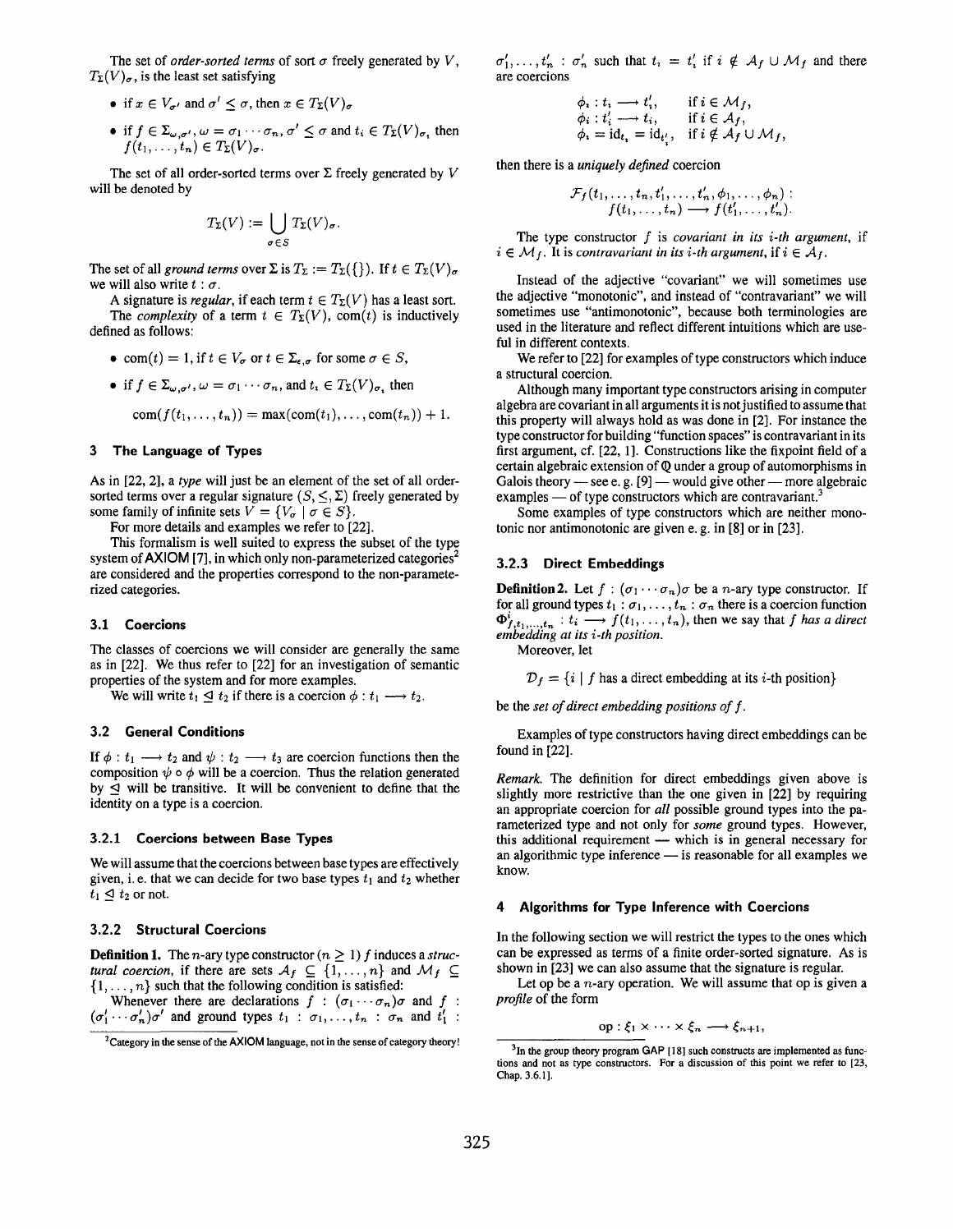The set of *order-sorted terms* of sort $\sigma$ freely generated by $V$, $T_\Sigma(V)_\sigma$, is the least set satisfying

- if $x \in V_{\sigma'}$ and $\sigma' \leq \sigma$, then $x \in T_\Sigma(V)_\sigma$
- if $f \in \Sigma_{\omega,\sigma'}$, $\omega = \sigma_1 \cdots \sigma_n$, $\sigma' \leq \sigma$ and $t_i \in T_\Sigma(V)_{\sigma_i}$ then $f(t_1, \ldots, t_n) \in T_\Sigma(V)_\sigma$.

The set of all order-sorted terms over $\Sigma$ freely generated by $V$ will be denoted by

$$T_\Sigma(V) := \bigcup_{\sigma \in S} T_\Sigma(V)_\sigma.$$

The set of all *ground terms* over $\Sigma$ is $T_\Sigma := T_\Sigma(\{\})$. If $t \in T_\Sigma(V)_\sigma$ we will also write $t : \sigma$.

A signature is *regular*, if each term $t \in T_\Sigma(V)$ has a least sort.

The *complexity* of a term $t \in T_\Sigma(V)$, $\text{com}(t)$ is inductively defined as follows:

- $\text{com}(t) = 1$, if $t \in V_\sigma$ or $t \in \Sigma_{\epsilon,\sigma}$ for some $\sigma \in S$,
- if $f \in \Sigma_{\omega,\sigma'}$, $\omega = \sigma_1 \cdots \sigma_n$, and $t_i \in T_\Sigma(V)_{\sigma_i}$ then

$$\text{com}(f(t_1, \ldots, t_n)) = \max(\text{com}(t_1), \ldots, \text{com}(t_n)) + 1.$$

## 3 The Language of Types

As in [22, 2], a *type* will just be an element of the set of all order-sorted terms over a regular signature $(S, \leq, \Sigma)$ freely generated by some family of infinite sets $V = \{V_\sigma \mid \sigma \in S\}$.

For more details and examples we refer to [22].

This formalism is well suited to express the subset of the type system of **AXIOM** [7], in which only non-parameterized categories[2] are considered and the properties correspond to the non-parameterized categories.

### 3.1 Coercions

The classes of coercions we will consider are generally the same as in [22]. We thus refer to [22] for an investigation of semantic properties of the system and for more examples.

We will write $t_1 \trianglelefteq t_2$ if there is a coercion $\phi : t_1 \longrightarrow t_2$.

### 3.2 General Conditions

If $\phi : t_1 \longrightarrow t_2$ and $\psi : t_2 \longrightarrow t_3$ are coercion functions then the composition $\psi \circ \phi$ will be a coercion. Thus the relation generated by $\trianglelefteq$ will be transitive. It will be convenient to define that the identity on a type is a coercion.

#### 3.2.1 Coercions between Base Types

We will assume that the coercions between base types are effectively given, i. e. that we can decide for two base types $t_1$ and $t_2$ whether $t_1 \trianglelefteq t_2$ or not.

#### 3.2.2 Structural Coercions

**Definition 1.** The $n$-ary type constructor ($n \geq 1$) $f$ induces a *structural coercion*, if there are sets $\mathcal{A}_f \subseteq \{1, \ldots, n\}$ and $\mathcal{M}_f \subseteq \{1, \ldots, n\}$ such that the following condition is satisfied:

Whenever there are declarations $f : (\sigma_1 \cdots \sigma_n)\sigma$ and $f : (\sigma_1' \cdots \sigma_n')\sigma'$ and ground types $t_1 : \sigma_1, \ldots, t_n : \sigma_n$ and $t_1' : \sigma_1', \ldots, t_n' : \sigma_n'$ such that $t_i = t_i'$ if $i \notin \mathcal{A}_f \cup \mathcal{M}_f$ and there are coercions

$$\begin{aligned} \phi_i &: t_i \longrightarrow t_i', && \text{if } i \in \mathcal{M}_f, \\ \phi_i &: t_i' \longrightarrow t_i, && \text{if } i \in \mathcal{A}_f, \\ \phi_i &= \text{id}_{t_i} = \text{id}_{t_i'}, && \text{if } i \notin \mathcal{A}_f \cup \mathcal{M}_f, \end{aligned}$$

then there is a *uniquely defined* coercion

$$\mathcal{F}_f(t_1, \ldots, t_n, t_1', \ldots, t_n', \phi_1, \ldots, \phi_n) : f(t_1, \ldots, t_n) \longrightarrow f(t_1', \ldots, t_n').$$

The type constructor $f$ is *covariant in its $i$-th argument*, if $i \in \mathcal{M}_f$. It is *contravariant in its $i$-th argument*, if $i \in \mathcal{A}_f$.

Instead of the adjective "covariant" we will sometimes use the adjective "monotonic", and instead of "contravariant" we will sometimes use "antimonotonic", because both terminologies are used in the literature and reflect different intuitions which are useful in different contexts.

We refer to [22] for examples of type constructors which induce a structural coercion.

Although many important type constructors arising in computer algebra are covariant in all arguments it is not justified to assume that this property will always hold as was done in [2]. For instance the type constructor for building "function spaces" is contravariant in its first argument, cf. [22, 1]. Constructions like the fixpoint field of a certain algebraic extension of $\mathbb{Q}$ under a group of automorphisms in Galois theory — see e. g. [9] — would give other — more algebraic examples — of type constructors which are contravariant.[3]

Some examples of type constructors which are neither monotonic nor antimonotonic are given e. g. in [8] or in [23].

#### 3.2.3 Direct Embeddings

**Definition 2.** Let $f : (\sigma_1 \cdots \sigma_n)\sigma$ be a $n$-ary type constructor. If for all ground types $t_1 : \sigma_1, \ldots, t_n : \sigma_n$ there is a coercion function $\Phi^i_{f,t_1,\ldots,t_n} : t_i \longrightarrow f(t_1, \ldots, t_n)$, then we say that $f$ *has a direct embedding at its $i$-th position*.

Moreover, let

$$\mathcal{D}_f = \{i \mid f \text{ has a direct embedding at its } i\text{-th position}\}$$

be the *set of direct embedding positions of $f$*.

Examples of type constructors having direct embeddings can be found in [22].

*Remark.* The definition for direct embeddings given above is slightly more restrictive than the one given in [22] by requiring an appropriate coercion for *all* possible ground types into the parameterized type and not only for *some* ground types. However, this additional requirement — which is in general necessary for an algorithmic type inference — is reasonable for all examples we know.

## 4 Algorithms for Type Inference with Coercions

In the following section we will restrict the types to the ones which can be expressed as terms of a finite order-sorted signature. As is shown in [23] we can also assume that the signature is regular.

Let op be a $n$-ary operation. We will assume that op is given a *profile* of the form

$$\text{op} : \xi_1 \times \cdots \times \xi_n \longrightarrow \xi_{n+1},$$

---

[2] Category in the sense of the AXIOM language, not in the sense of category theory!

[3] In the group theory program GAP [18] such constructs are implemented as functions and not as type constructors. For a discussion of this point we refer to [23, Chap. 3.6.1].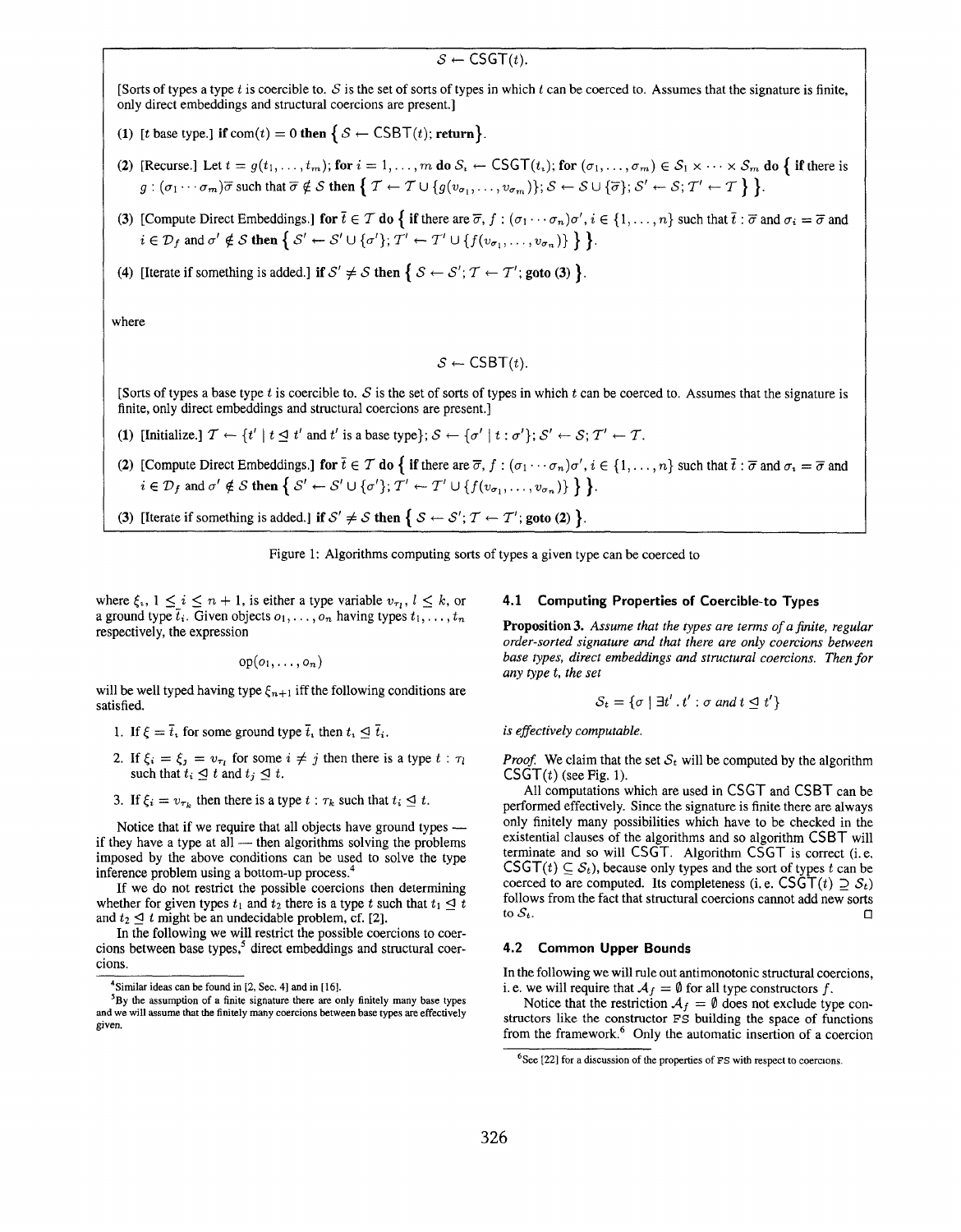$\mathcal{S} \leftarrow \mathsf{CSGT}(t)$.

[Sorts of types a type $t$ is coercible to. $\mathcal{S}$ is the set of sorts of types in which $t$ can be coerced to. Assumes that the signature is finite, only direct embeddings and structural coercions are present.]

(1) [$t$ base type.] **if** $\mathrm{com}(t) = 0$ **then** $\{ \mathcal{S} \leftarrow \mathsf{CSBT}(t);$ **return**$\}$.

(2) [Recurse.] Let $t = g(t_1, \ldots, t_m)$; **for** $i = 1, \ldots, m$ **do** $\mathcal{S}_i \leftarrow \mathsf{CSGT}(t_i)$; **for** $(\sigma_1, \ldots, \sigma_m) \in \mathcal{S}_1 \times \cdots \times \mathcal{S}_m$ **do** $\{$ **if** there is $g : (\sigma_1 \cdots \sigma_m)\overline{\sigma}$ such that $\overline{\sigma} \notin \mathcal{S}$ **then** $\{ \mathcal{T} \leftarrow \mathcal{T} \cup \{g(v_{\sigma_1}, \ldots, v_{\sigma_m})\}; \mathcal{S} \leftarrow \mathcal{S} \cup \{\overline{\sigma}\}; \mathcal{S}' \leftarrow \mathcal{S}; \mathcal{T}' \leftarrow \mathcal{T} \} \}$.

(3) [Compute Direct Embeddings.] **for** $\overline{t} \in \mathcal{T}$ **do** $\{$ **if** there are $\overline{\sigma}, f : (\sigma_1 \cdots \sigma_n)\sigma', i \in \{1, \ldots, n\}$ such that $\overline{t} : \overline{\sigma}$ and $\sigma_i = \overline{\sigma}$ and $i \in \mathcal{D}_f$ and $\sigma' \notin \mathcal{S}$ **then** $\{ \mathcal{S}' \leftarrow \mathcal{S}' \cup \{\sigma'\}; \mathcal{T}' \leftarrow \mathcal{T}' \cup \{f(v_{\sigma_1}, \ldots, v_{\sigma_n})\} \} \}$.

(4) [Iterate if something is added.] **if** $\mathcal{S}' \neq \mathcal{S}$ **then** $\{ \mathcal{S} \leftarrow \mathcal{S}'; \mathcal{T} \leftarrow \mathcal{T}';$ **goto (3)** $\}$.

where

$\mathcal{S} \leftarrow \mathsf{CSBT}(t)$.

[Sorts of types a base type $t$ is coercible to. $\mathcal{S}$ is the set of sorts of types in which $t$ can be coerced to. Assumes that the signature is finite, only direct embeddings and structural coercions are present.]

(1) [Initialize.] $\mathcal{T} \leftarrow \{t' \mid t \trianglelefteq t'$ and $t'$ is a base type$\}$; $\mathcal{S} \leftarrow \{\sigma' \mid t : \sigma'\}$; $\mathcal{S}' \leftarrow \mathcal{S}$; $\mathcal{T}' \leftarrow \mathcal{T}$.

(2) [Compute Direct Embeddings.] **for** $\overline{t} \in \mathcal{T}$ **do** $\{$ **if** there are $\overline{\sigma}, f : (\sigma_1 \cdots \sigma_n)\sigma', i \in \{1, \ldots, n\}$ such that $\overline{t} : \overline{\sigma}$ and $\sigma_i = \overline{\sigma}$ and $i \in \mathcal{D}_f$ and $\sigma' \notin \mathcal{S}$ **then** $\{ \mathcal{S}' \leftarrow \mathcal{S}' \cup \{\sigma'\}; \mathcal{T}' \leftarrow \mathcal{T}' \cup \{f(v_{\sigma_1}, \ldots, v_{\sigma_n})\} \} \}$.

(3) [Iterate if something is added.] **if** $\mathcal{S}' \neq \mathcal{S}$ **then** $\{ \mathcal{S} \leftarrow \mathcal{S}'; \mathcal{T} \leftarrow \mathcal{T}';$ **goto (2)** $\}$.

Figure 1: Algorithms computing sorts of types a given type can be coerced to

where $\xi_i$, $1 \leq i \leq n+1$, is either a type variable $v_{\tau_l}$, $l \leq k$, or a ground type $\overline{t}_i$. Given objects $o_1, \ldots, o_n$ having types $t_1, \ldots, t_n$ respectively, the expression

$$\mathrm{op}(o_1, \ldots, o_n)$$

will be well typed having type $\xi_{n+1}$ iff the following conditions are satisfied.

1. If $\xi = \overline{t}_i$ for some ground type $\overline{t}_i$ then $t_i \trianglelefteq \overline{t}_i$.
2. If $\xi_i = \xi_j = v_{\tau_l}$ for some $i \neq j$ then there is a type $t : \tau_l$ such that $t_i \trianglelefteq t$ and $t_j \trianglelefteq t$.
3. If $\xi_i = v_{\tau_k}$ then there is a type $t : \tau_k$ such that $t_i \trianglelefteq t$.

Notice that if we require that all objects have ground types — if they have a type at all — then algorithms solving the problems imposed by the above conditions can be used to solve the type inference problem using a bottom-up process.[4]

If we do not restrict the possible coercions then determining whether for given types $t_1$ and $t_2$ there is a type $t$ such that $t_1 \trianglelefteq t$ and $t_2 \trianglelefteq t$ might be an undecidable problem, cf. [2].

In the following we will restrict the possible coercions to coercions between base types,[5] direct embeddings and structural coercions.

[4] Similar ideas can be found in [2, Sec. 4] and in [16].

[5] By the assumption of a finite signature there are only finitely many base types and we will assume that the finitely many coercions between base types are effectively given.

### 4.1 Computing Properties of Coercible-to Types

**Proposition 3.** *Assume that the types are terms of a finite, regular order-sorted signature and that there are only coercions between base types, direct embeddings and structural coercions. Then for any type $t$, the set*

$$\mathcal{S}_t = \{\sigma \mid \exists t' . t' : \sigma \text{ and } t \trianglelefteq t'\}$$

*is effectively computable.*

*Proof.* We claim that the set $\mathcal{S}_t$ will be computed by the algorithm $\mathsf{CSGT}(t)$ (see Fig. 1).

All computations which are used in CSGT and CSBT can be performed effectively. Since the signature is finite there are always only finitely many possibilities which have to be checked in the existential clauses of the algorithms and so algorithm CSBT will terminate and so will CSGT. Algorithm CSGT is correct (i.e. $\mathsf{CSGT}(t) \subseteq \mathcal{S}_t$), because only types and the sort of types $t$ can be coerced to are computed. Its completeness (i.e. $\mathsf{CSGT}(t) \supseteq \mathcal{S}_t$) follows from the fact that structural coercions cannot add new sorts to $\mathcal{S}_t$. □

### 4.2 Common Upper Bounds

In the following we will rule out antimonotonic structural coercions, i.e. we will require that $\mathcal{A}_f = \emptyset$ for all type constructors $f$.

Notice that the restriction $\mathcal{A}_f = \emptyset$ does not exclude type constructors like the constructor FS building the space of functions from the framework.[6] Only the automatic insertion of a coercion

[6] See [22] for a discussion of the properties of FS with respect to coercions.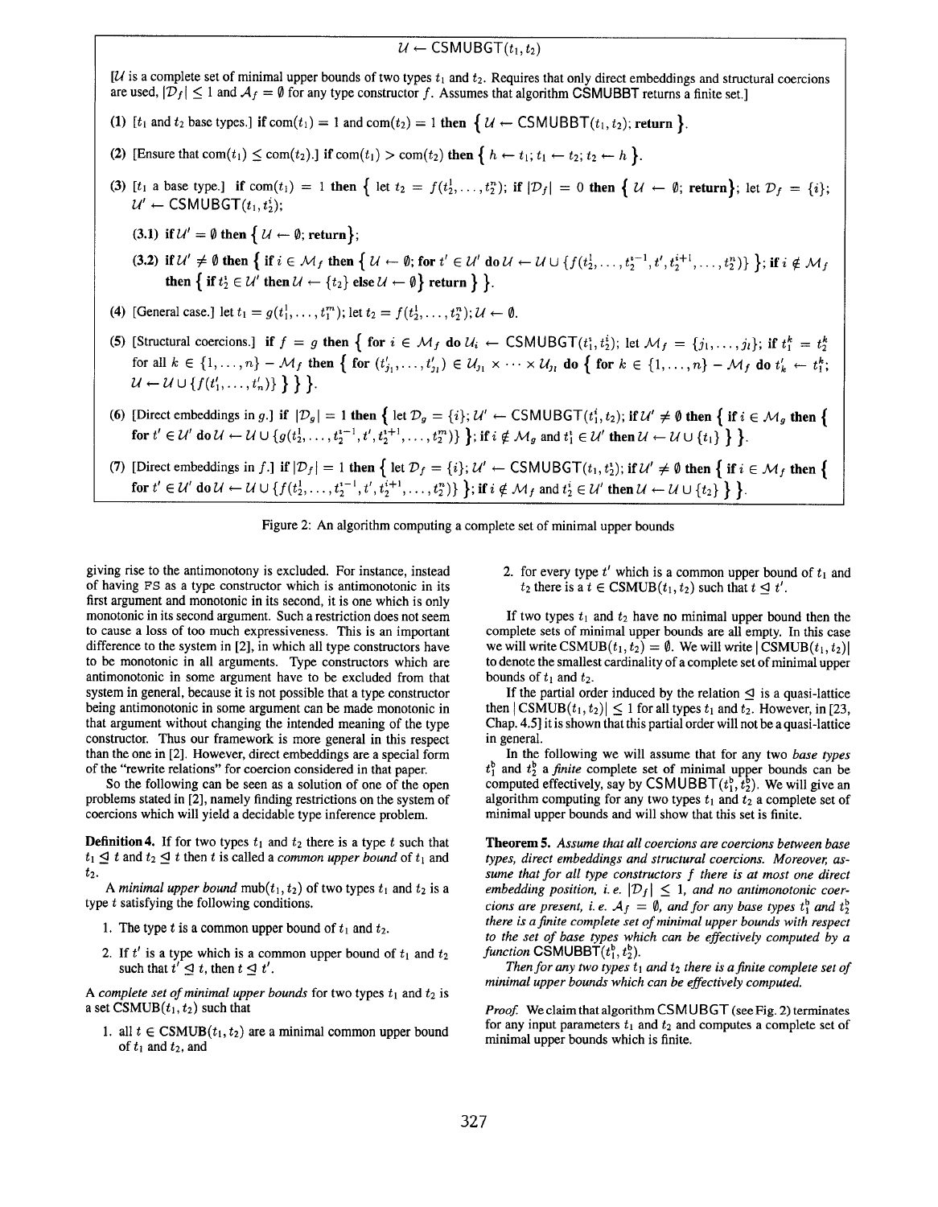$\mathcal{U} \leftarrow \mathsf{CSMUBGT}(t_1, t_2)$

[$\mathcal{U}$ is a complete set of minimal upper bounds of two types $t_1$ and $t_2$. Requires that only direct embeddings and structural coercions are used, $|\mathcal{D}_f| \leq 1$ and $\mathcal{A}_f = \emptyset$ for any type constructor $f$. Assumes that algorithm $\mathsf{CSMUBBT}$ returns a finite set.]

(1) [$t_1$ and $t_2$ base types.] **if** com$(t_1) = 1$ and com$(t_2) = 1$ **then** $\{$ $\mathcal{U} \leftarrow \mathsf{CSMUBBT}(t_1, t_2)$; **return** $\}$.

(2) [Ensure that com$(t_1) \leq$ com$(t_2)$.] **if** com$(t_1) >$ com$(t_2)$ **then** $\{$ $h \leftarrow t_1$; $t_1 \leftarrow t_2$; $t_2 \leftarrow h$ $\}$.

(3) [$t_1$ a base type.] **if** com$(t_1) = 1$ **then** $\{$ let $t_2 = f(t_2^1, \ldots, t_2^n)$; **if** $|\mathcal{D}_f| = 0$ **then** $\{$ $\mathcal{U} \leftarrow \emptyset$; **return** $\}$; let $\mathcal{D}_f = \{i\}$; $\mathcal{U}' \leftarrow \mathsf{CSMUBGT}(t_1, t_2^i)$;

(3.1) **if** $\mathcal{U}' = \emptyset$ **then** $\{$ $\mathcal{U} \leftarrow \emptyset$; **return** $\}$;

(3.2) **if** $\mathcal{U}' \neq \emptyset$ **then** $\{$ **if** $i \in \mathcal{M}_f$ **then** $\{$ $\mathcal{U} \leftarrow \emptyset$; **for** $t' \in \mathcal{U}'$ **do** $\mathcal{U} \leftarrow \mathcal{U} \cup \{f(t_2^1, \ldots, t_2^{i-1}, t', t_2^{i+1}, \ldots, t_2^n)\}$ $\}$; **if** $i \notin \mathcal{M}_f$ **then** $\{$ **if** $t_2^i \in \mathcal{U}'$ **then** $\mathcal{U} \leftarrow \{t_2\}$ **else** $\mathcal{U} \leftarrow \emptyset\}$ **return** $\}$ $\}$.

(4) [General case.] let $t_1 = g(t_1^1, \ldots, t_1^m)$; let $t_2 = f(t_2^1, \ldots, t_2^n)$; $\mathcal{U} \leftarrow \emptyset$.

(5) [Structural coercions.] **if** $f = g$ **then** $\{$ **for** $i \in \mathcal{M}_f$ **do** $\mathcal{U}_i \leftarrow \mathsf{CSMUBGT}(t_1^i, t_2^i)$; let $\mathcal{M}_f = \{j_1, \ldots, j_l\}$; **if** $t_1^k = t_2^k$ for all $k \in \{1, \ldots, n\} - \mathcal{M}_f$ **then** $\{$ **for** $(t'_{j_1}, \ldots, t'_{j_l}) \in \mathcal{U}_{j_1} \times \cdots \times \mathcal{U}_{j_l}$ **do** $\{$ **for** $k \in \{1, \ldots, n\} - \mathcal{M}_f$ **do** $t'_k \leftarrow t_1^k$; $\mathcal{U} \leftarrow \mathcal{U} \cup \{f(t'_1, \ldots, t'_n)\}$ $\}$ $\}$ $\}$.

(6) [Direct embeddings in $g$.] **if** $|\mathcal{D}_g| = 1$ **then** $\{$ let $\mathcal{D}_g = \{i\}$; $\mathcal{U}' \leftarrow \mathsf{CSMUBGT}(t_1^i, t_2)$; **if** $\mathcal{U}' \neq \emptyset$ **then** $\{$ **if** $i \in \mathcal{M}_g$ **then** $\{$ **for** $t' \in \mathcal{U}'$ **do** $\mathcal{U} \leftarrow \mathcal{U} \cup \{g(t_2^1, \ldots, t_2^{i-1}, t', t_2^{i+1}, \ldots, t_2^m)\}$ $\}$; **if** $i \notin \mathcal{M}_g$ and $t_1^i \in \mathcal{U}'$ **then** $\mathcal{U} \leftarrow \mathcal{U} \cup \{t_1\}$ $\}$ $\}$.

(7) [Direct embeddings in $f$.] **if** $|\mathcal{D}_f| = 1$ **then** $\{$ let $\mathcal{D}_f = \{i\}$; $\mathcal{U}' \leftarrow \mathsf{CSMUBGT}(t_1, t_2^i)$; **if** $\mathcal{U}' \neq \emptyset$ **then** $\{$ **if** $i \in \mathcal{M}_f$ **then** $\{$ **for** $t' \in \mathcal{U}'$ **do** $\mathcal{U} \leftarrow \mathcal{U} \cup \{f(t_2^1, \ldots, t_2^{i-1}, t', t_2^{i+1}, \ldots, t_2^n)\}$ $\}$; **if** $i \notin \mathcal{M}_f$ and $t_2^i \in \mathcal{U}'$ **then** $\mathcal{U} \leftarrow \mathcal{U} \cup \{t_2\}$ $\}$ $\}$.

Figure 2: An algorithm computing a complete set of minimal upper bounds

giving rise to the antimonotony is excluded. For instance, instead of having FS as a type constructor which is antimonotonic in its first argument and monotonic in its second, it is one which is only monotonic in its second argument. Such a restriction does not seem to cause a loss of too much expressiveness. This is an important difference to the system in [2], in which all type constructors have to be monotonic in all arguments. Type constructors which are antimonotonic in some argument have to be excluded from that system in general, because it is not possible that a type constructor being antimonotonic in some argument can be made monotonic in that argument without changing the intended meaning of the type constructor. Thus our framework is more general in this respect than the one in [2]. However, direct embeddings are a special form of the "rewrite relations" for coercion considered in that paper.

So the following can be seen as a solution of one of the open problems stated in [2], namely finding restrictions on the system of coercions which will yield a decidable type inference problem.

**Definition 4.** If for two types $t_1$ and $t_2$ there is a type $t$ such that $t_1 \trianglelefteq t$ and $t_2 \trianglelefteq t$ then $t$ is called a *common upper bound* of $t_1$ and $t_2$.

A *minimal upper bound* mub$(t_1, t_2)$ of two types $t_1$ and $t_2$ is a type $t$ satisfying the following conditions.

1. The type $t$ is a common upper bound of $t_1$ and $t_2$.
2. If $t'$ is a type which is a common upper bound of $t_1$ and $t_2$ such that $t' \trianglelefteq t$, then $t \trianglelefteq t'$.

A *complete set of minimal upper bounds* for two types $t_1$ and $t_2$ is a set CSMUB$(t_1, t_2)$ such that

1. all $t \in$ CSMUB$(t_1, t_2)$ are a minimal common upper bound of $t_1$ and $t_2$, and
2. for every type $t'$ which is a common upper bound of $t_1$ and $t_2$ there is a $t \in$ CSMUB$(t_1, t_2)$ such that $t \trianglelefteq t'$.

If two types $t_1$ and $t_2$ have no minimal upper bound then the complete sets of minimal upper bounds are all empty. In this case we will write CSMUB$(t_1, t_2) = \emptyset$. We will write $|$CSMUB$(t_1, t_2)|$ to denote the smallest cardinality of a complete set of minimal upper bounds of $t_1$ and $t_2$.

If the partial order induced by the relation $\trianglelefteq$ is a quasi-lattice then $|$CSMUB$(t_1, t_2)| \leq 1$ for all types $t_1$ and $t_2$. However, in [23, Chap. 4.5] it is shown that this partial order will not be a quasi-lattice in general.

In the following we will assume that for any two *base types* $t_1^b$ and $t_2^b$ a *finite* complete set of minimal upper bounds can be computed effectively, say by $\mathsf{CSMUBBT}(t_1^b, t_2^b)$. We will give an algorithm computing for any two types $t_1$ and $t_2$ a complete set of minimal upper bounds and will show that this set is finite.

**Theorem 5.** *Assume that all coercions are coercions between base types, direct embeddings and structural coercions. Moreover, assume that for all type constructors $f$ there is at most one direct embedding position, i. e. $|\mathcal{D}_f| \leq 1$, and no antimonotonic coercions are present, i. e. $\mathcal{A}_f = \emptyset$, and for any base types $t_1^b$ and $t_2^b$ there is a finite complete set of minimal upper bounds with respect to the set of base types which can be effectively computed by a function* $\mathsf{CSMUBBT}(t_1^b, t_2^b)$.

*Then for any two types $t_1$ and $t_2$ there is a finite complete set of minimal upper bounds which can be effectively computed.*

*Proof.* We claim that algorithm $\mathsf{CSMUBGT}$ (see Fig. 2) terminates for any input parameters $t_1$ and $t_2$ and computes a complete set of minimal upper bounds which is finite.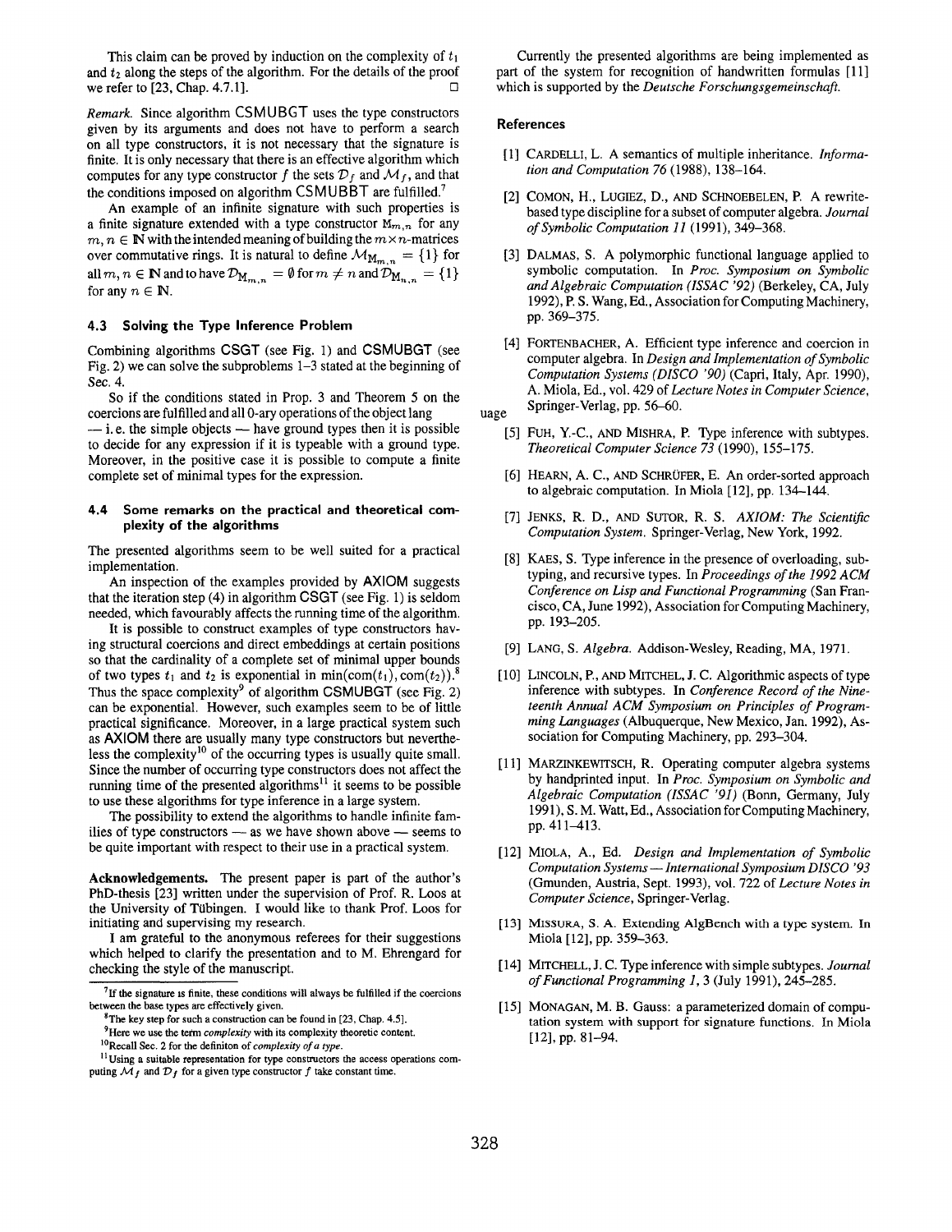This claim can be proved by induction on the complexity of $t_1$ and $t_2$ along the steps of the algorithm. For the details of the proof we refer to [23, Chap. 4.7.1]. □

*Remark.* Since algorithm CSMUBGT uses the type constructors given by its arguments and does not have to perform a search on all type constructors, it is not necessary that the signature is finite. It is only necessary that there is an effective algorithm which computes for any type constructor $f$ the sets $\mathcal{D}_f$ and $\mathcal{M}_f$, and that the conditions imposed on algorithm CSMUBBT are fulfilled.[7]

An example of an infinite signature with such properties is a finite signature extended with a type constructor $\mathtt{M}_{m,n}$ for any $m, n \in \mathbb{N}$ with the intended meaning of building the $m \times n$-matrices over commutative rings. It is natural to define $\mathcal{M}_{\mathtt{M}_{m,n}} = \{1\}$ for all $m, n \in \mathbb{N}$ and to have $\mathcal{D}_{\mathtt{M}_{m,n}} = \emptyset$ for $m \neq n$ and $\mathcal{D}_{\mathtt{M}_{n,n}} = \{1\}$ for any $n \in \mathbb{N}$.

### 4.3 Solving the Type Inference Problem

Combining algorithms CSGT (see Fig. 1) and CSMUBGT (see Fig. 2) we can solve the subproblems 1–3 stated at the beginning of Sec. 4.

So if the conditions stated in Prop. 3 and Theorem 5 on the coercions are fulfilled and all 0-ary operations of the object language — i. e. the simple objects — have ground types then it is possible to decide for any expression if it is typeable with a ground type. Moreover, in the positive case it is possible to compute a finite complete set of minimal types for the expression.

### 4.4 Some remarks on the practical and theoretical complexity of the algorithms

The presented algorithms seem to be well suited for a practical implementation.

An inspection of the examples provided by AXIOM suggests that the iteration step (4) in algorithm CSGT (see Fig. 1) is seldom needed, which favourably affects the running time of the algorithm.

It is possible to construct examples of type constructors having structural coercions and direct embeddings at certain positions so that the cardinality of a complete set of minimal upper bounds of two types $t_1$ and $t_2$ is exponential in $\min(\mathrm{com}(t_1), \mathrm{com}(t_2))$.[8] Thus the space complexity[9] of algorithm CSMUBGT (see Fig. 2) can be exponential. However, such examples seem to be of little practical significance. Moreover, in a large practical system such as AXIOM there are usually many type constructors but nevertheless the complexity[10] of the occurring types is usually quite small. Since the number of occurring type constructors does not affect the running time of the presented algorithms[11] it seems to be possible to use these algorithms for type inference in a large system.

The possibility to extend the algorithms to handle infinite families of type constructors — as we have shown above — seems to be quite important with respect to their use in a practical system.

**Acknowledgements.** The present paper is part of the author's PhD-thesis [23] written under the supervision of Prof. R. Loos at the University of Tübingen. I would like to thank Prof. Loos for initiating and supervising my research.

I am grateful to the anonymous referees for their suggestions which helped to clarify the presentation and to M. Ehrengard for checking the style of the manuscript.

[7] If the signature is finite, these conditions will always be fulfilled if the coercions between the base types are effectively given.

[8] The key step for such a construction can be found in [23, Chap. 4.5].

[9] Here we use the term *complexity* with its complexity theoretic content.

[10] Recall Sec. 2 for the definiton of *complexity of a type*.

[11] Using a suitable representation for type constructors the access operations computing $\mathcal{M}_f$ and $\mathcal{D}_f$ for a given type constructor $f$ take constant time.

Currently the presented algorithms are being implemented as part of the system for recognition of handwritten formulas [11] which is supported by the *Deutsche Forschungsgemeinschaft*.

## References

[1] CARDELLI, L. A semantics of multiple inheritance. *Information and Computation 76* (1988), 138–164.

[2] COMON, H., LUGIEZ, D., AND SCHNOEBELEN, P. A rewrite-based type discipline for a subset of computer algebra. *Journal of Symbolic Computation 11* (1991), 349–368.

[3] DALMAS, S. A polymorphic functional language applied to symbolic computation. In *Proc. Symposium on Symbolic and Algebraic Computation (ISSAC '92)* (Berkeley, CA, July 1992), P. S. Wang, Ed., Association for Computing Machinery, pp. 369–375.

[4] FORTENBACHER, A. Efficient type inference and coercion in computer algebra. In *Design and Implementation of Symbolic Computation Systems (DISCO '90)* (Capri, Italy, Apr. 1990), A. Miola, Ed., vol. 429 of *Lecture Notes in Computer Science*, Springer-Verlag, pp. 56–60.

[5] FUH, Y.-C., AND MISHRA, P. Type inference with subtypes. *Theoretical Computer Science 73* (1990), 155–175.

[6] HEARN, A. C., AND SCHRÜFER, E. An order-sorted approach to algebraic computation. In Miola [12], pp. 134–144.

[7] JENKS, R. D., AND SUTOR, R. S. *AXIOM: The Scientific Computation System.* Springer-Verlag, New York, 1992.

[8] KAES, S. Type inference in the presence of overloading, subtyping, and recursive types. In *Proceedings of the 1992 ACM Conference on Lisp and Functional Programming* (San Francisco, CA, June 1992), Association for Computing Machinery, pp. 193–205.

[9] LANG, S. *Algebra.* Addison-Wesley, Reading, MA, 1971.

[10] LINCOLN, P., AND MITCHEL, J. C. Algorithmic aspects of type inference with subtypes. In *Conference Record of the Nineteenth Annual ACM Symposium on Principles of Programming Languages* (Albuquerque, New Mexico, Jan. 1992), Association for Computing Machinery, pp. 293–304.

[11] MARZINKEWITSCH, R. Operating computer algebra systems by handprinted input. In *Proc. Symposium on Symbolic and Algebraic Computation (ISSAC '91)* (Bonn, Germany, July 1991), S. M. Watt, Ed., Association for Computing Machinery, pp. 411–413.

[12] MIOLA, A., Ed. *Design and Implementation of Symbolic Computation Systems — International Symposium DISCO '93* (Gmunden, Austria, Sept. 1993), vol. 722 of *Lecture Notes in Computer Science*, Springer-Verlag.

[13] MISSURA, S. A. Extending AlgBench with a type system. In Miola [12], pp. 359–363.

[14] MITCHELL, J. C. Type inference with simple subtypes. *Journal of Functional Programming 1*, 3 (July 1991), 245–285.

[15] MONAGAN, M. B. Gauss: a parameterized domain of computation system with support for signature functions. In Miola [12], pp. 81–94.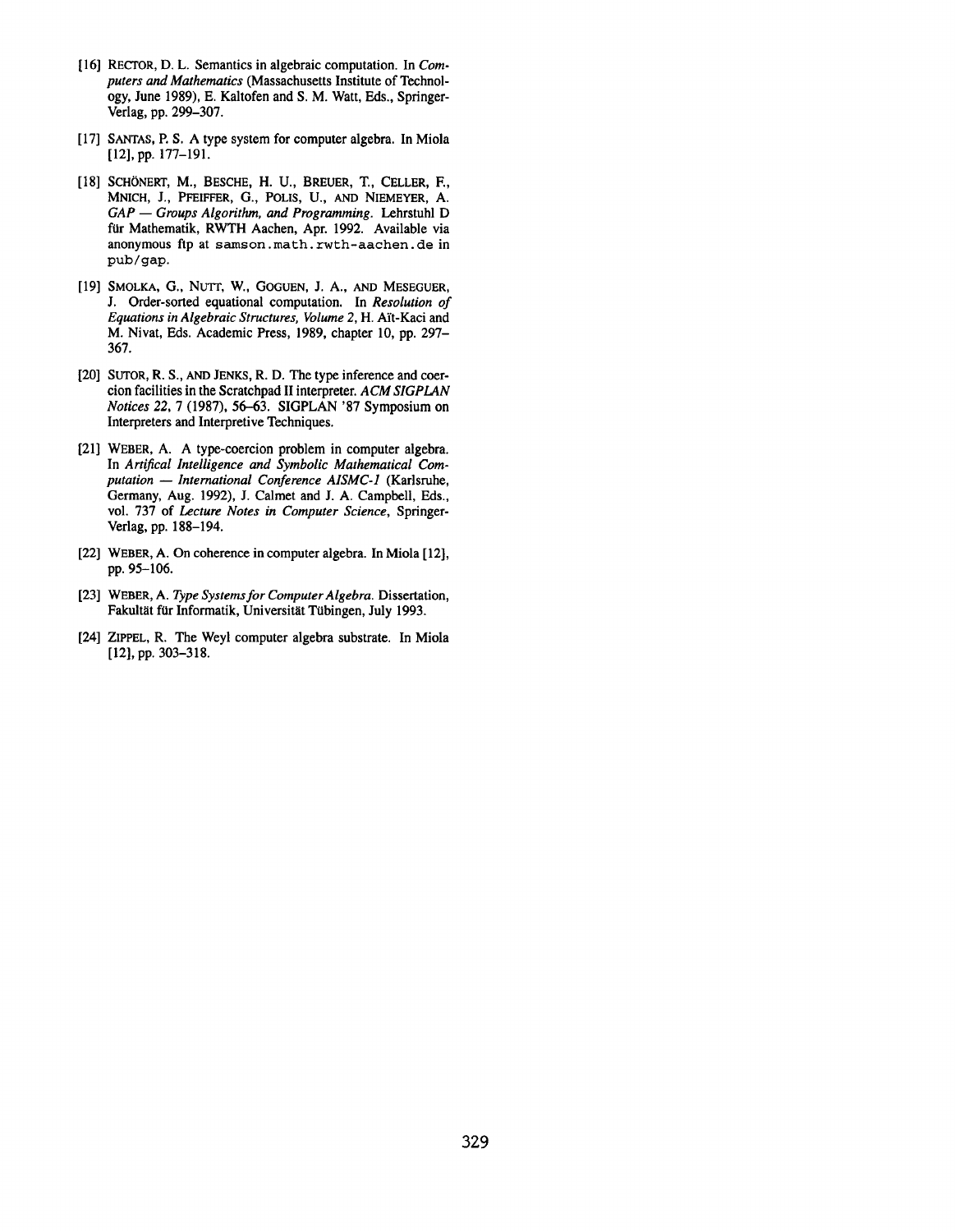[16] RECTOR, D. L. Semantics in algebraic computation. In *Computers and Mathematics* (Massachusetts Institute of Technology, June 1989), E. Kaltofen and S. M. Watt, Eds., Springer-Verlag, pp. 299–307.

[17] SANTAS, P. S. A type system for computer algebra. In Miola [12], pp. 177–191.

[18] SCHÖNERT, M., BESCHE, H. U., BREUER, T., CELLER, F., MNICH, J., PFEIFFER, G., POLIS, U., AND NIEMEYER, A. *GAP — Groups Algorithm, and Programming*. Lehrstuhl D für Mathematik, RWTH Aachen, Apr. 1992. Available via anonymous ftp at `samson.math.rwth-aachen.de` in `pub/gap`.

[19] SMOLKA, G., NUTT, W., GOGUEN, J. A., AND MESEGUER, J. Order-sorted equational computation. In *Resolution of Equations in Algebraic Structures, Volume 2*, H. Aït-Kaci and M. Nivat, Eds. Academic Press, 1989, chapter 10, pp. 297–367.

[20] SUTOR, R. S., AND JENKS, R. D. The type inference and coercion facilities in the Scratchpad II interpreter. *ACM SIGPLAN Notices 22*, 7 (1987), 56–63. SIGPLAN '87 Symposium on Interpreters and Interpretive Techniques.

[21] WEBER, A. A type-coercion problem in computer algebra. In *Artifical Intelligence and Symbolic Mathematical Computation — International Conference AISMC-1* (Karlsruhe, Germany, Aug. 1992), J. Calmet and J. A. Campbell, Eds., vol. 737 of *Lecture Notes in Computer Science*, Springer-Verlag, pp. 188–194.

[22] WEBER, A. On coherence in computer algebra. In Miola [12], pp. 95–106.

[23] WEBER, A. *Type Systems for Computer Algebra*. Dissertation, Fakultät für Informatik, Universität Tübingen, July 1993.

[24] ZIPPEL, R. The Weyl computer algebra substrate. In Miola [12], pp. 303–318.